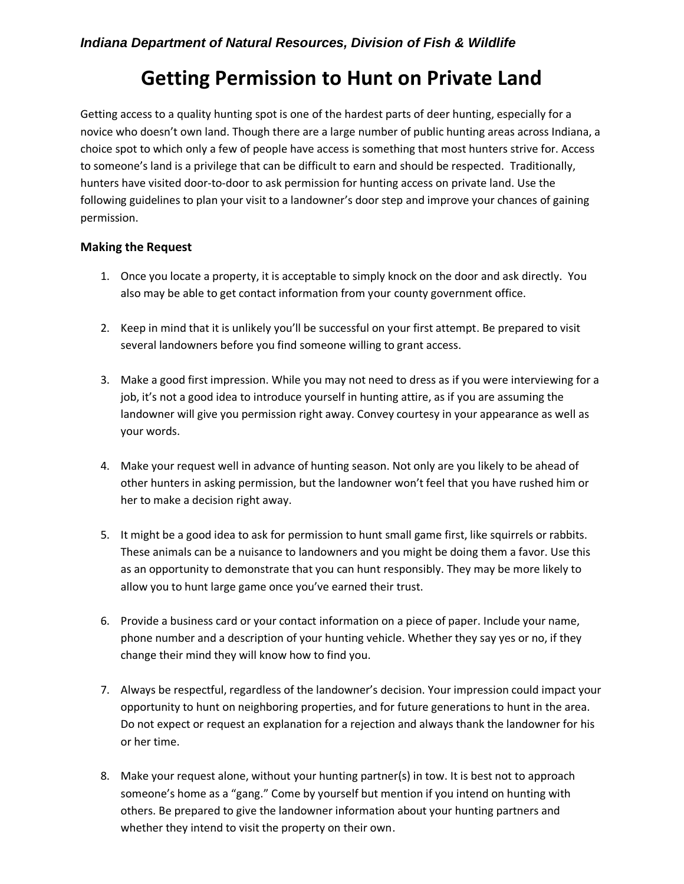*Indiana Department of Natural Resources, Division of Fish & Wildlife*

# Getting Permission to Hunt on Private Land

Getting access to a quality hunting spot is one of the hardest parts of deer hunting, especially for a novice who doesn't own land. Though there are a large number of public hunting areas across Indiana, a choice spot to which only a few of people have access is something that most hunters strive for. Access to someone's land is a privilege that can be difficult to earn and should be respected. Traditionally, hunters have visited door-to-door to ask permission for hunting access on private land. Use the following guidelines to plan your visit to a landowner's door step and improve your chances of gaining permission.

### Making the Request

1. Once you locate a property, it is acceptable to simply knock on the door and ask directly. You also may be able to get contact information from your county government office.

2. Keep in mind that it is unlikely you'll be successful on your first attempt. Be prepared to visit several landowners before you find someone willing to grant access.

3. Make a good first impression. While you may not need to dress as if you were interviewing for a job, it's not a good idea to introduce yourself in hunting attire, as if you are assuming the landowner will give you permission right away. Convey courtesy in your appearance as well as your words.

4. Make your request well in advance of hunting season. Not only are you likely to be ahead of other hunters in asking permission, but the landowner won't feel that you have rushed him or her to make a decision right away.

5. It might be a good idea to ask for permission to hunt small game first, like squirrels or rabbits. These animals can be a nuisance to landowners and you might be doing them a favor. Use this as an opportunity to demonstrate that you can hunt responsibly. They may be more likely to allow you to hunt large game once you've earned their trust.

6. Provide a business card or your contact information on a piece of paper. Include your name, phone number and a description of your hunting vehicle. Whether they say yes or no, if they change their mind they will know how to find you.

7. Always be respectful, regardless of the landowner's decision. Your impression could impact your opportunity to hunt on neighboring properties, and for future generations to hunt in the area. Do not expect or request an explanation for a rejection and always thank the landowner for his or her time.

8. Make your request alone, without your hunting partner(s) in tow. It is best not to approach someone's home as a "gang." Come by yourself but mention if you intend on hunting with others. Be prepared to give the landowner information about your hunting partners and whether they intend to visit the property on their own.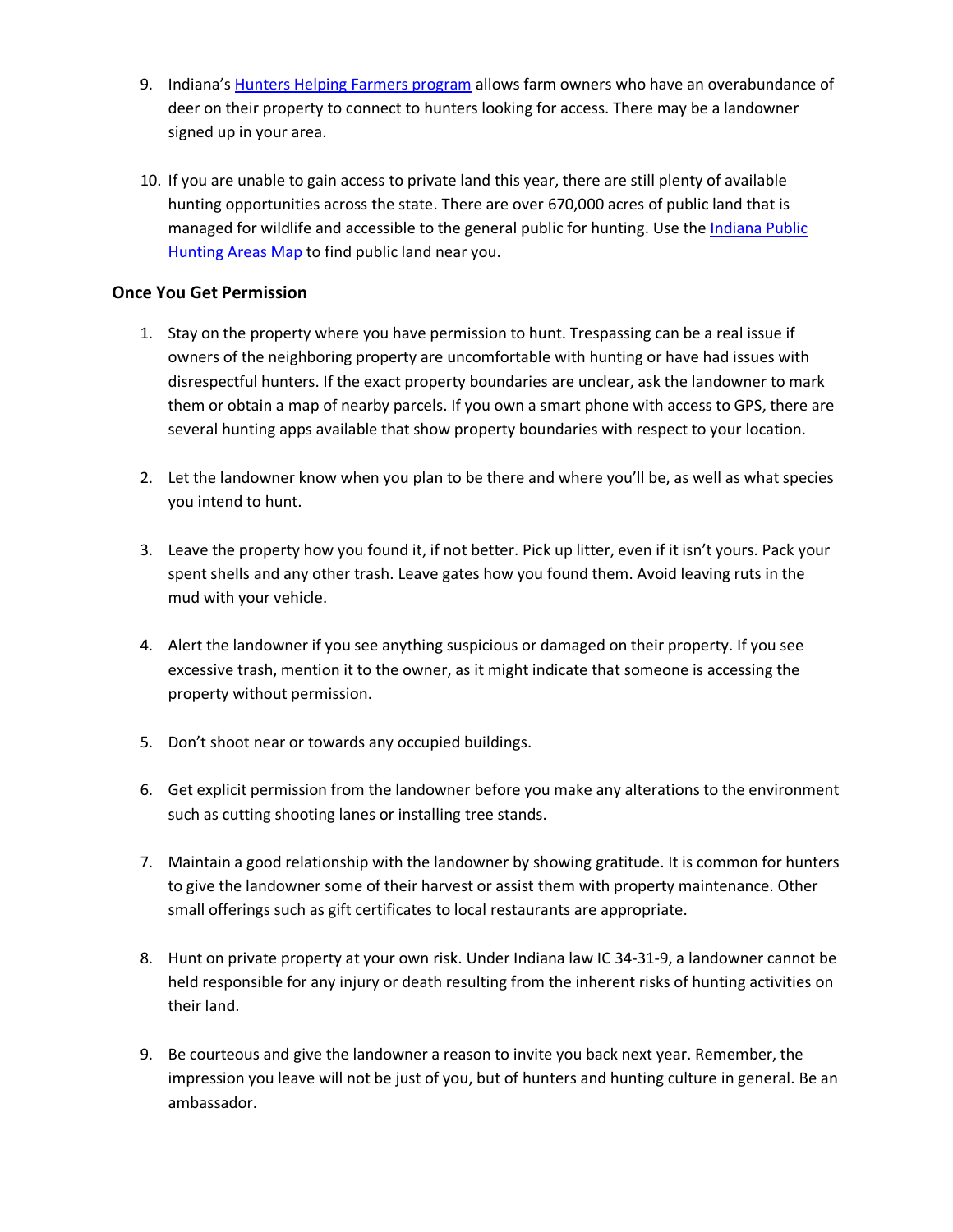9. Indiana's [Hunters Helping Farmers program]() allows farm owners who have an overabundance of deer on their property to connect to hunters looking for access. There may be a landowner signed up in your area.

10. If you are unable to gain access to private land this year, there are still plenty of available hunting opportunities across the state. There are over 670,000 acres of public land that is managed for wildlife and accessible to the general public for hunting. Use the [Indiana Public Hunting Areas Map]() to find public land near you.

### Once You Get Permission

1. Stay on the property where you have permission to hunt. Trespassing can be a real issue if owners of the neighboring property are uncomfortable with hunting or have had issues with disrespectful hunters. If the exact property boundaries are unclear, ask the landowner to mark them or obtain a map of nearby parcels. If you own a smart phone with access to GPS, there are several hunting apps available that show property boundaries with respect to your location.

2. Let the landowner know when you plan to be there and where you'll be, as well as what species you intend to hunt.

3. Leave the property how you found it, if not better. Pick up litter, even if it isn't yours. Pack your spent shells and any other trash. Leave gates how you found them. Avoid leaving ruts in the mud with your vehicle.

4. Alert the landowner if you see anything suspicious or damaged on their property. If you see excessive trash, mention it to the owner, as it might indicate that someone is accessing the property without permission.

5. Don't shoot near or towards any occupied buildings.

6. Get explicit permission from the landowner before you make any alterations to the environment such as cutting shooting lanes or installing tree stands.

7. Maintain a good relationship with the landowner by showing gratitude. It is common for hunters to give the landowner some of their harvest or assist them with property maintenance. Other small offerings such as gift certificates to local restaurants are appropriate.

8. Hunt on private property at your own risk. Under Indiana law IC 34-31-9, a landowner cannot be held responsible for any injury or death resulting from the inherent risks of hunting activities on their land.

9. Be courteous and give the landowner a reason to invite you back next year. Remember, the impression you leave will not be just of you, but of hunters and hunting culture in general. Be an ambassador.